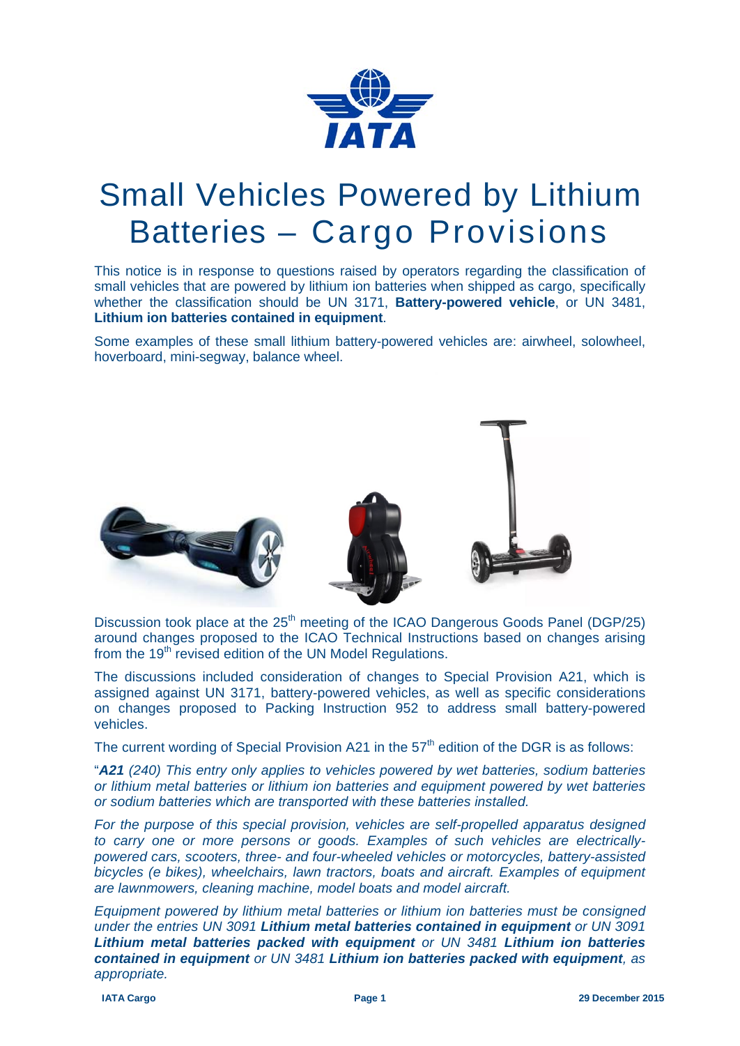# Small Vehicles Powered by Lithium Batteries – Cargo Provisions

This notice is in response to questions raised by operators regarding the classification of small vehicles that are powered by lithium ion batteries when shipped as cargo, specifically whether the classification should be UN 3171, **Battery-powered vehicle**, or UN 3481, **Lithium ion batteries contained in equipment**.

Some examples of these small lithium battery-powered vehicles are: airwheel, solowheel, hoverboard, mini-segway, balance wheel.

Discussion took place at the 25th meeting of the ICAO Dangerous Goods Panel (DGP/25) around changes proposed to the ICAO Technical Instructions based on changes arising from the 19th revised edition of the UN Model Regulations.

The discussions included consideration of changes to Special Provision A21, which is assigned against UN 3171, battery-powered vehicles, as well as specific considerations on changes proposed to Packing Instruction 952 to address small battery-powered vehicles.

The current wording of Special Provision A21 in the 57th edition of the DGR is as follows:

"***A21*** *(240) This entry only applies to vehicles powered by wet batteries, sodium batteries or lithium metal batteries or lithium ion batteries and equipment powered by wet batteries or sodium batteries which are transported with these batteries installed.*

*For the purpose of this special provision, vehicles are self-propelled apparatus designed to carry one or more persons or goods. Examples of such vehicles are electrically-powered cars, scooters, three- and four-wheeled vehicles or motorcycles, battery-assisted bicycles (e bikes), wheelchairs, lawn tractors, boats and aircraft. Examples of equipment are lawnmowers, cleaning machine, model boats and model aircraft.*

*Equipment powered by lithium metal batteries or lithium ion batteries must be consigned under the entries UN 3091* ***Lithium metal batteries contained in equipment*** *or UN 3091* ***Lithium metal batteries packed with equipment*** *or UN 3481* ***Lithium ion batteries contained in equipment*** *or UN 3481* ***Lithium ion batteries packed with equipment****, as appropriate.*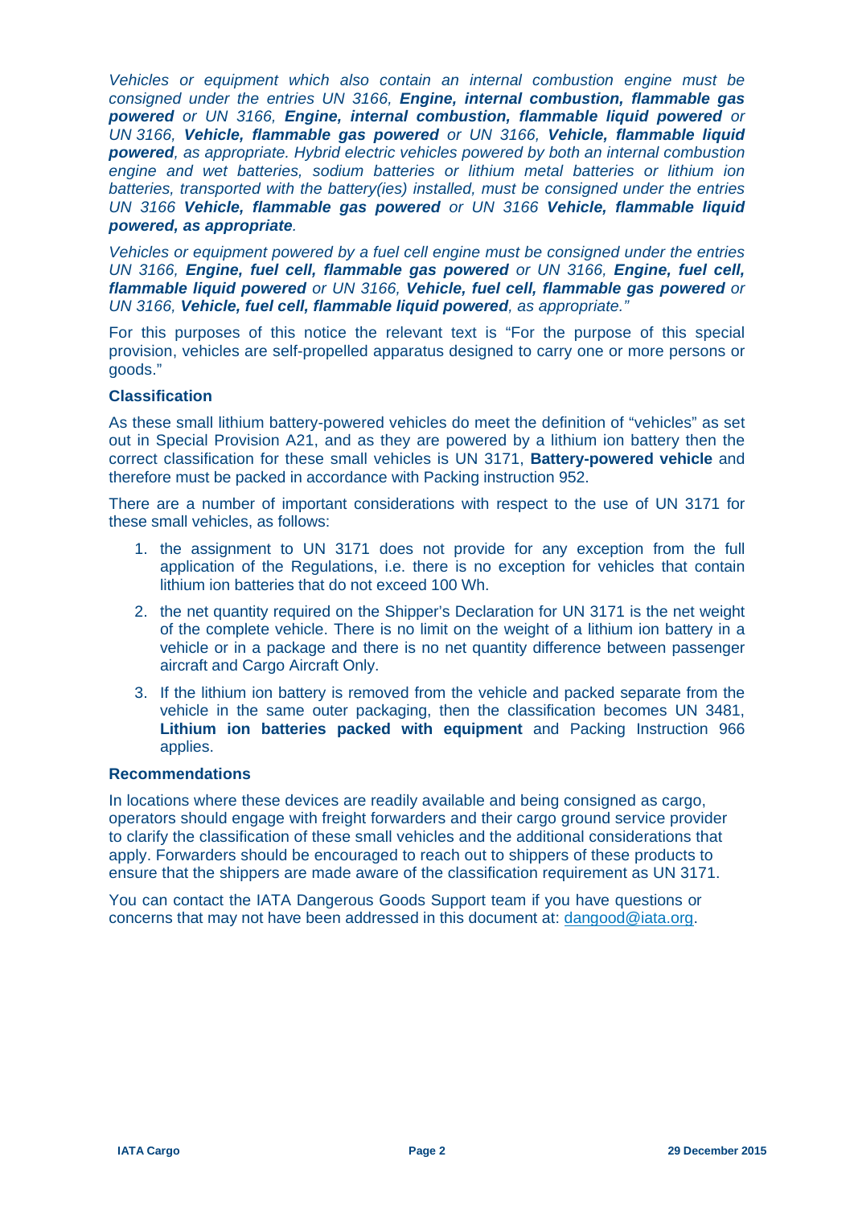*Vehicles or equipment which also contain an internal combustion engine must be consigned under the entries UN 3166, **Engine, internal combustion, flammable gas powered** or UN 3166, **Engine, internal combustion, flammable liquid powered** or UN 3166, **Vehicle, flammable gas powered** or UN 3166, **Vehicle, flammable liquid powered**, as appropriate. Hybrid electric vehicles powered by both an internal combustion engine and wet batteries, sodium batteries or lithium metal batteries or lithium ion batteries, transported with the battery(ies) installed, must be consigned under the entries UN 3166 **Vehicle, flammable gas powered** or UN 3166 **Vehicle, flammable liquid powered, as appropriate**.*

*Vehicles or equipment powered by a fuel cell engine must be consigned under the entries UN 3166, **Engine, fuel cell, flammable gas powered** or UN 3166, **Engine, fuel cell, flammable liquid powered** or UN 3166, **Vehicle, fuel cell, flammable gas powered** or UN 3166, **Vehicle, fuel cell, flammable liquid powered**, as appropriate."*

For this purposes of this notice the relevant text is "For the purpose of this special provision, vehicles are self-propelled apparatus designed to carry one or more persons or goods."

### Classification

As these small lithium battery-powered vehicles do meet the definition of "vehicles" as set out in Special Provision A21, and as they are powered by a lithium ion battery then the correct classification for these small vehicles is UN 3171, **Battery-powered vehicle** and therefore must be packed in accordance with Packing instruction 952.

There are a number of important considerations with respect to the use of UN 3171 for these small vehicles, as follows:

1. the assignment to UN 3171 does not provide for any exception from the full application of the Regulations, i.e. there is no exception for vehicles that contain lithium ion batteries that do not exceed 100 Wh.
2. the net quantity required on the Shipper's Declaration for UN 3171 is the net weight of the complete vehicle. There is no limit on the weight of a lithium ion battery in a vehicle or in a package and there is no net quantity difference between passenger aircraft and Cargo Aircraft Only.
3. If the lithium ion battery is removed from the vehicle and packed separate from the vehicle in the same outer packaging, then the classification becomes UN 3481, **Lithium ion batteries packed with equipment** and Packing Instruction 966 applies.

### Recommendations

In locations where these devices are readily available and being consigned as cargo, operators should engage with freight forwarders and their cargo ground service provider to clarify the classification of these small vehicles and the additional considerations that apply. Forwarders should be encouraged to reach out to shippers of these products to ensure that the shippers are made aware of the classification requirement as UN 3171.

You can contact the IATA Dangerous Goods Support team if you have questions or concerns that may not have been addressed in this document at: dangood@iata.org.